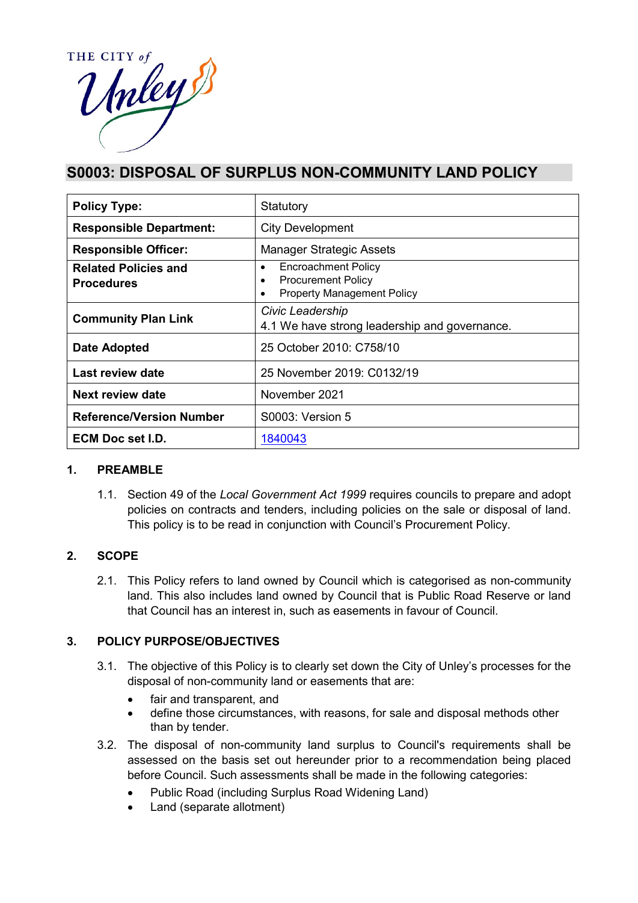THE CITY of Unley

# S0003: DISPOSAL OF SURPLUS NON-COMMUNITY LAND POLICY

| **Policy Type:** | Statutory |
|---|---|
| **Responsible Department:** | City Development |
| **Responsible Officer:** | Manager Strategic Assets |
| **Related Policies and Procedures** | • Encroachment Policy<br>• Procurement Policy<br>• Property Management Policy |
| **Community Plan Link** | *Civic Leadership*<br>4.1 We have strong leadership and governance. |
| **Date Adopted** | 25 October 2010: C758/10 |
| **Last review date** | 25 November 2019: C0132/19 |
| **Next review date** | November 2021 |
| **Reference/Version Number** | S0003: Version 5 |
| **ECM Doc set I.D.** | 1840043 |

## 1. PREAMBLE

1.1. Section 49 of the *Local Government Act 1999* requires councils to prepare and adopt policies on contracts and tenders, including policies on the sale or disposal of land. This policy is to be read in conjunction with Council's Procurement Policy.

## 2. SCOPE

2.1. This Policy refers to land owned by Council which is categorised as non-community land. This also includes land owned by Council that is Public Road Reserve or land that Council has an interest in, such as easements in favour of Council.

## 3. POLICY PURPOSE/OBJECTIVES

3.1. The objective of this Policy is to clearly set down the City of Unley's processes for the disposal of non-community land or easements that are:

- fair and transparent, and
- define those circumstances, with reasons, for sale and disposal methods other than by tender.

3.2. The disposal of non-community land surplus to Council's requirements shall be assessed on the basis set out hereunder prior to a recommendation being placed before Council. Such assessments shall be made in the following categories:

- Public Road (including Surplus Road Widening Land)
- Land (separate allotment)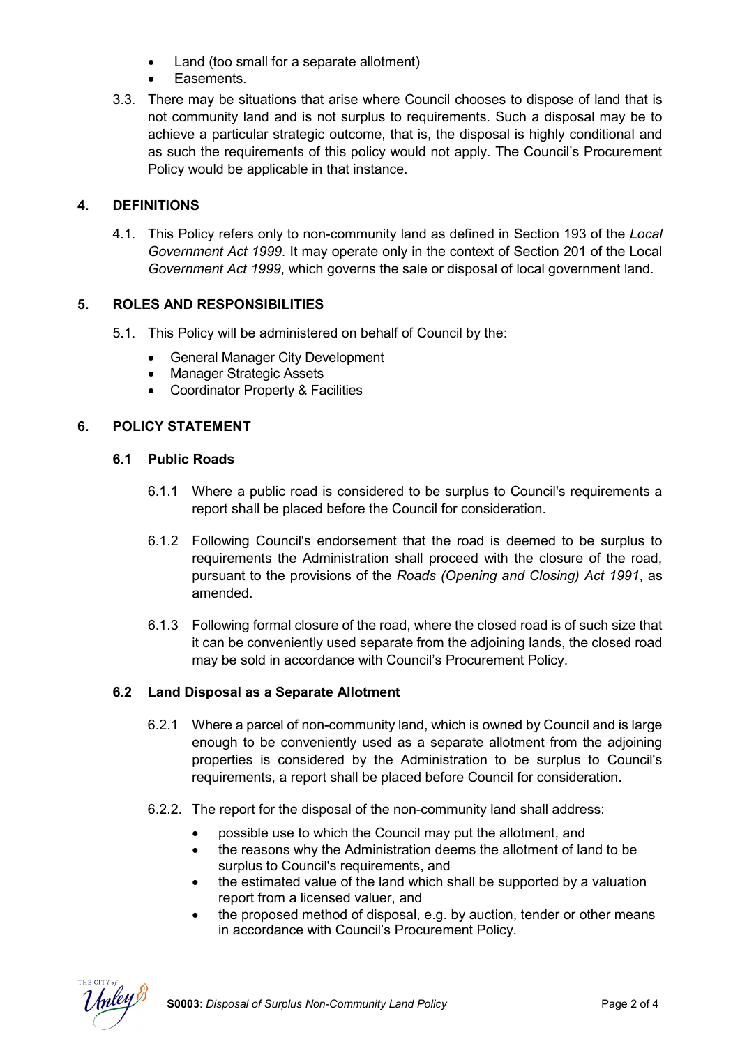- Land (too small for a separate allotment)
- Easements.

3.3. There may be situations that arise where Council chooses to dispose of land that is not community land and is not surplus to requirements. Such a disposal may be to achieve a particular strategic outcome, that is, the disposal is highly conditional and as such the requirements of this policy would not apply. The Council's Procurement Policy would be applicable in that instance.

## 4. DEFINITIONS

4.1. This Policy refers only to non-community land as defined in Section 193 of the *Local Government Act 1999.* It may operate only in the context of Section 201 of the Local *Government Act 1999*, which governs the sale or disposal of local government land.

## 5. ROLES AND RESPONSIBILITIES

5.1. This Policy will be administered on behalf of Council by the:

- General Manager City Development
- Manager Strategic Assets
- Coordinator Property & Facilities

## 6. POLICY STATEMENT

### 6.1 Public Roads

6.1.1 Where a public road is considered to be surplus to Council's requirements a report shall be placed before the Council for consideration.

6.1.2 Following Council's endorsement that the road is deemed to be surplus to requirements the Administration shall proceed with the closure of the road, pursuant to the provisions of the *Roads (Opening and Closing) Act 1991*, as amended.

6.1.3 Following formal closure of the road, where the closed road is of such size that it can be conveniently used separate from the adjoining lands, the closed road may be sold in accordance with Council's Procurement Policy.

### 6.2 Land Disposal as a Separate Allotment

6.2.1 Where a parcel of non-community land, which is owned by Council and is large enough to be conveniently used as a separate allotment from the adjoining properties is considered by the Administration to be surplus to Council's requirements, a report shall be placed before Council for consideration.

6.2.2. The report for the disposal of the non-community land shall address:

- possible use to which the Council may put the allotment, and
- the reasons why the Administration deems the allotment of land to be surplus to Council's requirements, and
- the estimated value of the land which shall be supported by a valuation report from a licensed valuer, and
- the proposed method of disposal, e.g. by auction, tender or other means in accordance with Council's Procurement Policy.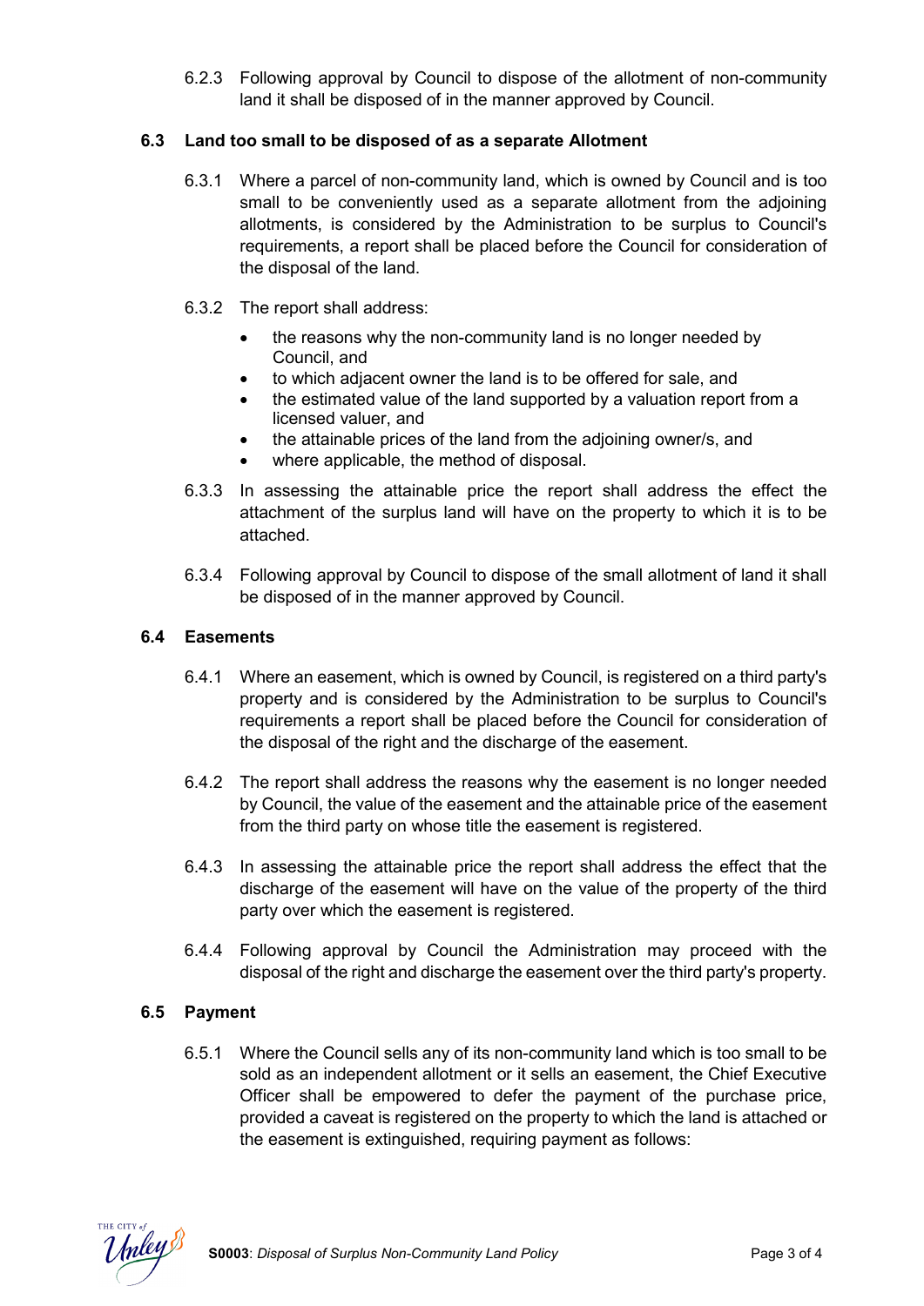6.2.3 Following approval by Council to dispose of the allotment of non-community land it shall be disposed of in the manner approved by Council.

### 6.3 Land too small to be disposed of as a separate Allotment

6.3.1 Where a parcel of non-community land, which is owned by Council and is too small to be conveniently used as a separate allotment from the adjoining allotments, is considered by the Administration to be surplus to Council's requirements, a report shall be placed before the Council for consideration of the disposal of the land.

6.3.2 The report shall address:

- the reasons why the non-community land is no longer needed by Council, and
- to which adjacent owner the land is to be offered for sale, and
- the estimated value of the land supported by a valuation report from a licensed valuer, and
- the attainable prices of the land from the adjoining owner/s, and
- where applicable, the method of disposal.

6.3.3 In assessing the attainable price the report shall address the effect the attachment of the surplus land will have on the property to which it is to be attached.

6.3.4 Following approval by Council to dispose of the small allotment of land it shall be disposed of in the manner approved by Council.

### 6.4 Easements

6.4.1 Where an easement, which is owned by Council, is registered on a third party's property and is considered by the Administration to be surplus to Council's requirements a report shall be placed before the Council for consideration of the disposal of the right and the discharge of the easement.

6.4.2 The report shall address the reasons why the easement is no longer needed by Council, the value of the easement and the attainable price of the easement from the third party on whose title the easement is registered.

6.4.3 In assessing the attainable price the report shall address the effect that the discharge of the easement will have on the value of the property of the third party over which the easement is registered.

6.4.4 Following approval by Council the Administration may proceed with the disposal of the right and discharge the easement over the third party's property.

### 6.5 Payment

6.5.1 Where the Council sells any of its non-community land which is too small to be sold as an independent allotment or it sells an easement, the Chief Executive Officer shall be empowered to defer the payment of the purchase price, provided a caveat is registered on the property to which the land is attached or the easement is extinguished, requiring payment as follows: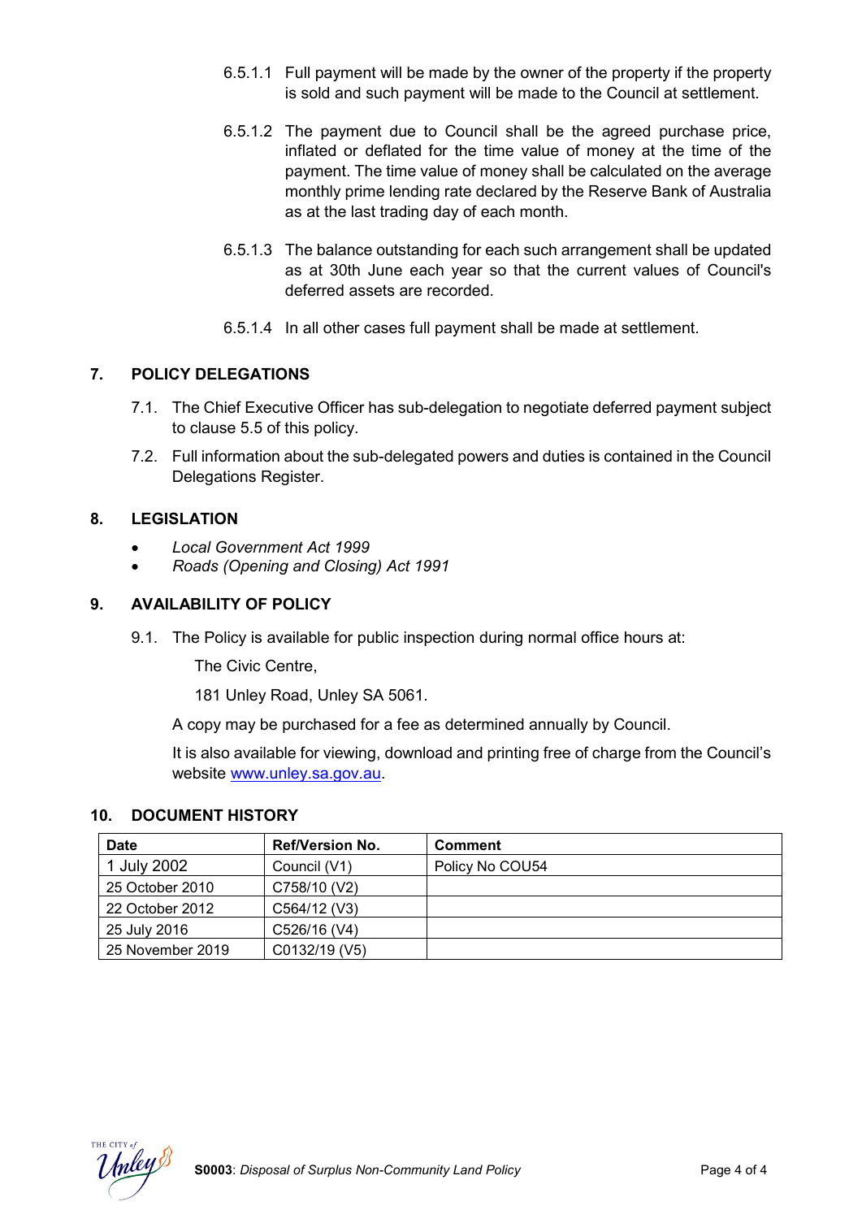6.5.1.1 Full payment will be made by the owner of the property if the property is sold and such payment will be made to the Council at settlement.

6.5.1.2 The payment due to Council shall be the agreed purchase price, inflated or deflated for the time value of money at the time of the payment. The time value of money shall be calculated on the average monthly prime lending rate declared by the Reserve Bank of Australia as at the last trading day of each month.

6.5.1.3 The balance outstanding for each such arrangement shall be updated as at 30th June each year so that the current values of Council's deferred assets are recorded.

6.5.1.4 In all other cases full payment shall be made at settlement.

## 7. POLICY DELEGATIONS

7.1. The Chief Executive Officer has sub-delegation to negotiate deferred payment subject to clause 5.5 of this policy.

7.2. Full information about the sub-delegated powers and duties is contained in the Council Delegations Register.

## 8. LEGISLATION

- *Local Government Act 1999*
- *Roads (Opening and Closing) Act 1991*

## 9. AVAILABILITY OF POLICY

9.1. The Policy is available for public inspection during normal office hours at:

The Civic Centre,

181 Unley Road, Unley SA 5061.

A copy may be purchased for a fee as determined annually by Council.

It is also available for viewing, download and printing free of charge from the Council's website www.unley.sa.gov.au.

## 10. DOCUMENT HISTORY

| Date | Ref/Version No. | Comment |
|---|---|---|
| 1 July 2002 | Council (V1) | Policy No COU54 |
| 25 October 2010 | C758/10 (V2) | |
| 22 October 2012 | C564/12 (V3) | |
| 25 July 2016 | C526/16 (V4) | |
| 25 November 2019 | C0132/19 (V5) | |